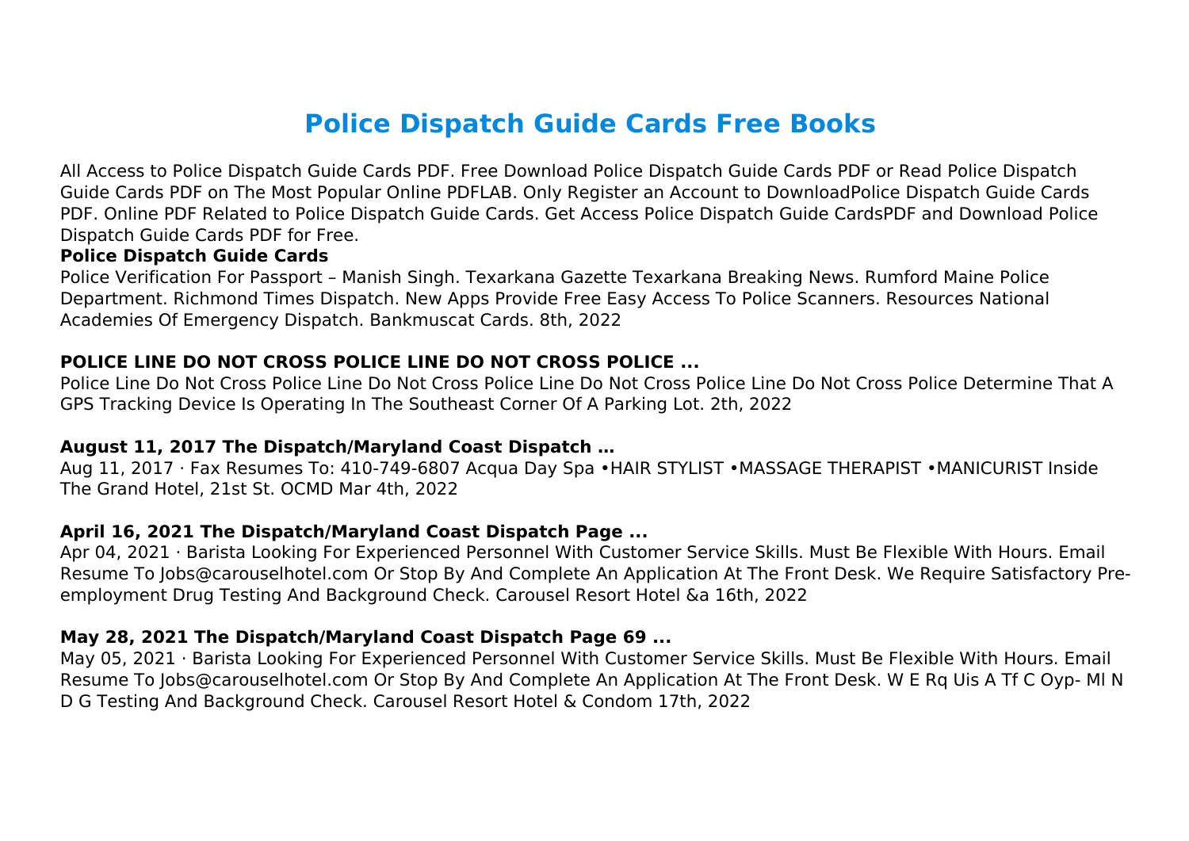# Police Dispatch Guide Cards Free Books

All Access to Police Dispatch Guide Cards PDF. Free Download Police Dispatch Guide Cards PDF or Read Police Dispatch Guide Cards PDF on The Most Popular Online PDFLAB. Only Register an Account to DownloadPolice Dispatch Guide Cards PDF. Online PDF Related to Police Dispatch Guide Cards. Get Access Police Dispatch Guide CardsPDF and Download Police Dispatch Guide Cards PDF for Free.

**Police Dispatch Guide Cards**

Police Verification For Passport – Manish Singh. Texarkana Gazette Texarkana Breaking News. Rumford Maine Police Department. Richmond Times Dispatch. New Apps Provide Free Easy Access To Police Scanners. Resources National Academies Of Emergency Dispatch. Bankmuscat Cards. 8th, 2022

**POLICE LINE DO NOT CROSS POLICE LINE DO NOT CROSS POLICE ...**

Police Line Do Not Cross Police Line Do Not Cross Police Line Do Not Cross Police Line Do Not Cross Police Determine That A GPS Tracking Device Is Operating In The Southeast Corner Of A Parking Lot. 2th, 2022

**August 11, 2017 The Dispatch/Maryland Coast Dispatch …**

Aug 11, 2017 · Fax Resumes To: 410-749-6807 Acqua Day Spa •HAIR STYLIST •MASSAGE THERAPIST •MANICURIST Inside The Grand Hotel, 21st St. OCMD Mar 4th, 2022

**April 16, 2021 The Dispatch/Maryland Coast Dispatch Page ...**

Apr 04, 2021 · Barista Looking For Experienced Personnel With Customer Service Skills. Must Be Flexible With Hours. Email Resume To Jobs@carouselhotel.com Or Stop By And Complete An Application At The Front Desk. We Require Satisfactory Pre-employment Drug Testing And Background Check. Carousel Resort Hotel &a 16th, 2022

**May 28, 2021 The Dispatch/Maryland Coast Dispatch Page 69 ...**

May 05, 2021 · Barista Looking For Experienced Personnel With Customer Service Skills. Must Be Flexible With Hours. Email Resume To Jobs@carouselhotel.com Or Stop By And Complete An Application At The Front Desk. W E Rq Uis A Tf C Oyp- Ml N D G Testing And Background Check. Carousel Resort Hotel & Condom 17th, 2022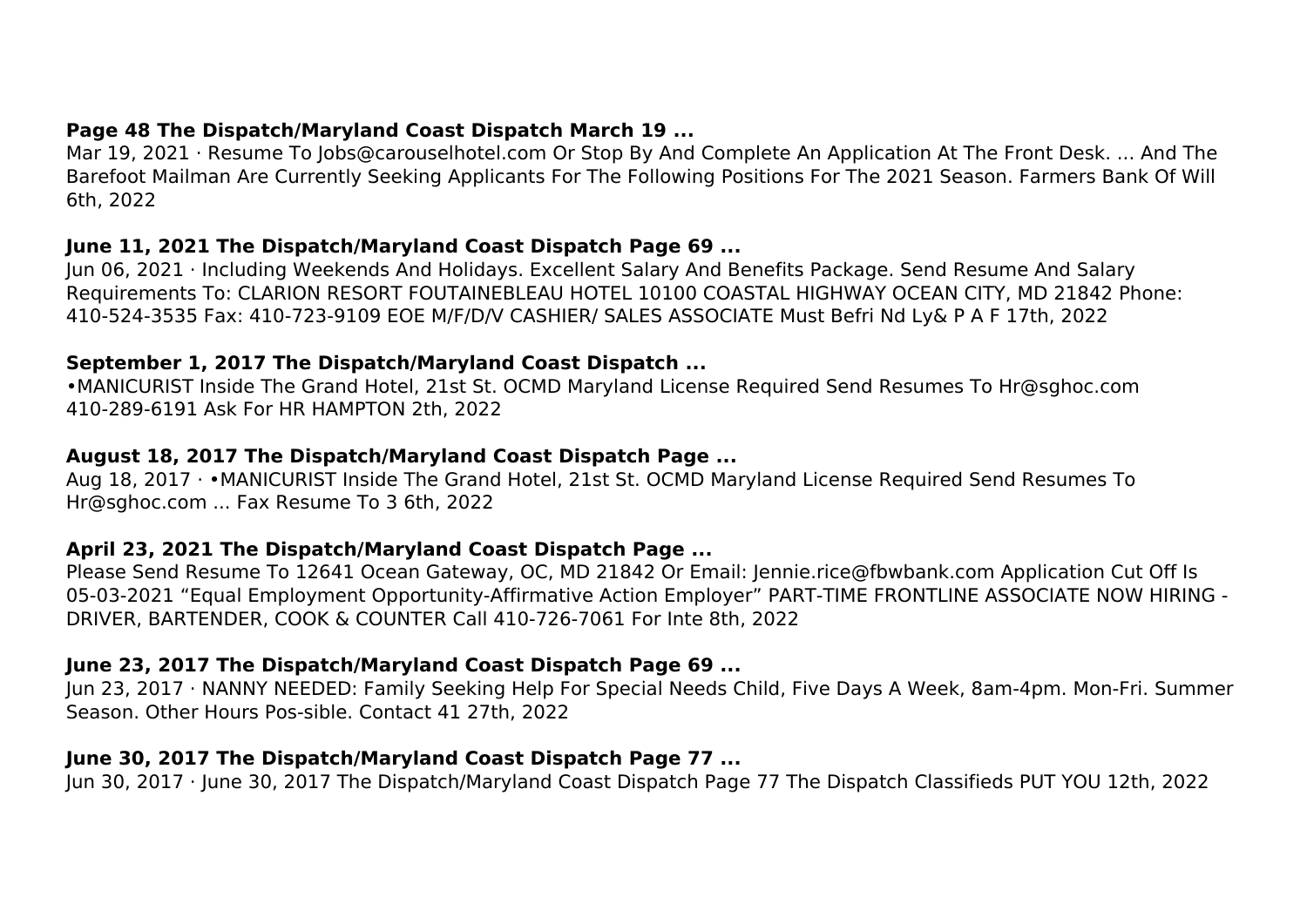**Page 48 The Dispatch/Maryland Coast Dispatch March 19 ...**

Mar 19, 2021 · Resume To Jobs@carouselhotel.com Or Stop By And Complete An Application At The Front Desk. ... And The Barefoot Mailman Are Currently Seeking Applicants For The Following Positions For The 2021 Season. Farmers Bank Of Will 6th, 2022

**June 11, 2021 The Dispatch/Maryland Coast Dispatch Page 69 ...**

Jun 06, 2021 · Including Weekends And Holidays. Excellent Salary And Benefits Package. Send Resume And Salary Requirements To: CLARION RESORT FOUTAINEBLEAU HOTEL 10100 COASTAL HIGHWAY OCEAN CITY, MD 21842 Phone: 410-524-3535 Fax: 410-723-9109 EOE M/F/D/V CASHIER/ SALES ASSOCIATE Must Befri Nd Ly& P A F 17th, 2022

**September 1, 2017 The Dispatch/Maryland Coast Dispatch ...**

•MANICURIST Inside The Grand Hotel, 21st St. OCMD Maryland License Required Send Resumes To Hr@sghoc.com 410-289-6191 Ask For HR HAMPTON 2th, 2022

**August 18, 2017 The Dispatch/Maryland Coast Dispatch Page ...**

Aug 18, 2017 · •MANICURIST Inside The Grand Hotel, 21st St. OCMD Maryland License Required Send Resumes To Hr@sghoc.com ... Fax Resume To 3 6th, 2022

**April 23, 2021 The Dispatch/Maryland Coast Dispatch Page ...**

Please Send Resume To 12641 Ocean Gateway, OC, MD 21842 Or Email: Jennie.rice@fbwbank.com Application Cut Off Is 05-03-2021 "Equal Employment Opportunity-Affirmative Action Employer" PART-TIME FRONTLINE ASSOCIATE NOW HIRING - DRIVER, BARTENDER, COOK & COUNTER Call 410-726-7061 For Inte 8th, 2022

**June 23, 2017 The Dispatch/Maryland Coast Dispatch Page 69 ...**

Jun 23, 2017 · NANNY NEEDED: Family Seeking Help For Special Needs Child, Five Days A Week, 8am-4pm. Mon-Fri. Summer Season. Other Hours Pos-sible. Contact 41 27th, 2022

**June 30, 2017 The Dispatch/Maryland Coast Dispatch Page 77 ...**

Jun 30, 2017 · June 30, 2017 The Dispatch/Maryland Coast Dispatch Page 77 The Dispatch Classifieds PUT YOU 12th, 2022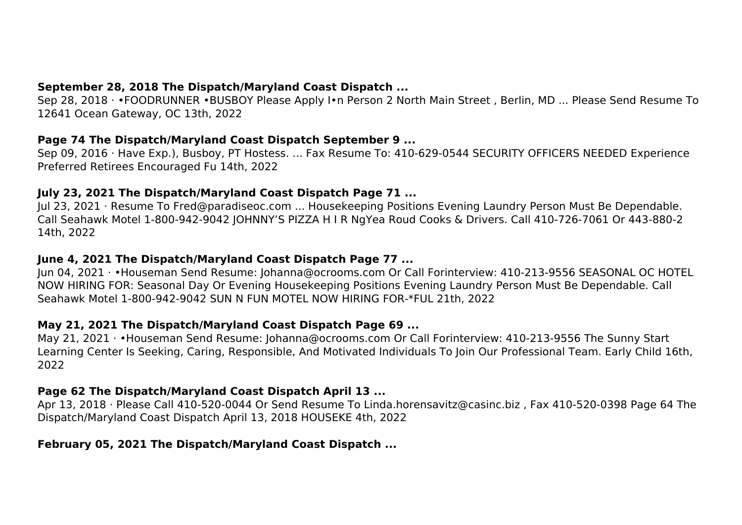**September 28, 2018 The Dispatch/Maryland Coast Dispatch ...**

Sep 28, 2018 · •FOODRUNNER •BUSBOY Please Apply I•n Person 2 North Main Street , Berlin, MD ... Please Send Resume To 12641 Ocean Gateway, OC 13th, 2022

**Page 74 The Dispatch/Maryland Coast Dispatch September 9 ...**

Sep 09, 2016 · Have Exp.), Busboy, PT Hostess. ... Fax Resume To: 410-629-0544 SECURITY OFFICERS NEEDED Experience Preferred Retirees Encouraged Fu 14th, 2022

**July 23, 2021 The Dispatch/Maryland Coast Dispatch Page 71 ...**

Jul 23, 2021 · Resume To Fred@paradiseoc.com ... Housekeeping Positions Evening Laundry Person Must Be Dependable. Call Seahawk Motel 1-800-942-9042 JOHNNY'S PIZZA H I R NgYea Roud Cooks & Drivers. Call 410-726-7061 Or 443-880-2 14th, 2022

**June 4, 2021 The Dispatch/Maryland Coast Dispatch Page 77 ...**

Jun 04, 2021 · •Houseman Send Resume: Johanna@ocrooms.com Or Call Forinterview: 410-213-9556 SEASONAL OC HOTEL NOW HIRING FOR: Seasonal Day Or Evening Housekeeping Positions Evening Laundry Person Must Be Dependable. Call Seahawk Motel 1-800-942-9042 SUN N FUN MOTEL NOW HIRING FOR-*FUL 21th, 2022

**May 21, 2021 The Dispatch/Maryland Coast Dispatch Page 69 ...**

May 21, 2021 · •Houseman Send Resume: Johanna@ocrooms.com Or Call Forinterview: 410-213-9556 The Sunny Start Learning Center Is Seeking, Caring, Responsible, And Motivated Individuals To Join Our Professional Team. Early Child 16th, 2022

**Page 62 The Dispatch/Maryland Coast Dispatch April 13 ...**

Apr 13, 2018 · Please Call 410-520-0044 Or Send Resume To Linda.horensavitz@casinc.biz , Fax 410-520-0398 Page 64 The Dispatch/Maryland Coast Dispatch April 13, 2018 HOUSEKE 4th, 2022

**February 05, 2021 The Dispatch/Maryland Coast Dispatch ...**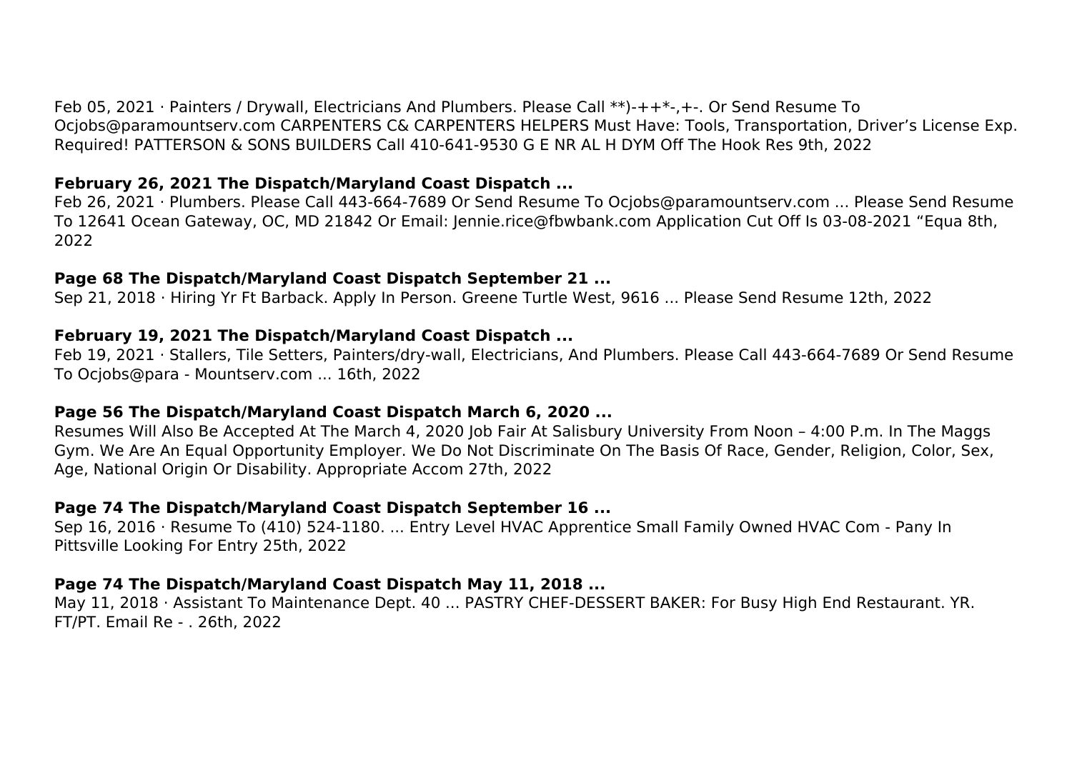Feb 05, 2021 · Painters / Drywall, Electricians And Plumbers. Please Call **)-++*-,+-. Or Send Resume To Ocjobs@paramountserv.com CARPENTERS C& CARPENTERS HELPERS Must Have: Tools, Transportation, Driver's License Exp. Required! PATTERSON & SONS BUILDERS Call 410-641-9530 G E NR AL H DYM Off The Hook Res 9th, 2022

**February 26, 2021 The Dispatch/Maryland Coast Dispatch ...**

Feb 26, 2021 · Plumbers. Please Call 443-664-7689 Or Send Resume To Ocjobs@paramountserv.com ... Please Send Resume To 12641 Ocean Gateway, OC, MD 21842 Or Email: Jennie.rice@fbwbank.com Application Cut Off Is 03-08-2021 "Equa 8th, 2022

**Page 68 The Dispatch/Maryland Coast Dispatch September 21 ...**

Sep 21, 2018 · Hiring Yr Ft Barback. Apply In Person. Greene Turtle West, 9616 ... Please Send Resume 12th, 2022

**February 19, 2021 The Dispatch/Maryland Coast Dispatch ...**

Feb 19, 2021 · Stallers, Tile Setters, Painters/dry-wall, Electricians, And Plumbers. Please Call 443-664-7689 Or Send Resume To Ocjobs@para - Mountserv.com ... 16th, 2022

**Page 56 The Dispatch/Maryland Coast Dispatch March 6, 2020 ...**

Resumes Will Also Be Accepted At The March 4, 2020 Job Fair At Salisbury University From Noon – 4:00 P.m. In The Maggs Gym. We Are An Equal Opportunity Employer. We Do Not Discriminate On The Basis Of Race, Gender, Religion, Color, Sex, Age, National Origin Or Disability. Appropriate Accom 27th, 2022

**Page 74 The Dispatch/Maryland Coast Dispatch September 16 ...**

Sep 16, 2016 · Resume To (410) 524-1180. ... Entry Level HVAC Apprentice Small Family Owned HVAC Com - Pany In Pittsville Looking For Entry 25th, 2022

**Page 74 The Dispatch/Maryland Coast Dispatch May 11, 2018 ...**

May 11, 2018 · Assistant To Maintenance Dept. 40 ... PASTRY CHEF-DESSERT BAKER: For Busy High End Restaurant. YR. FT/PT. Email Re - . 26th, 2022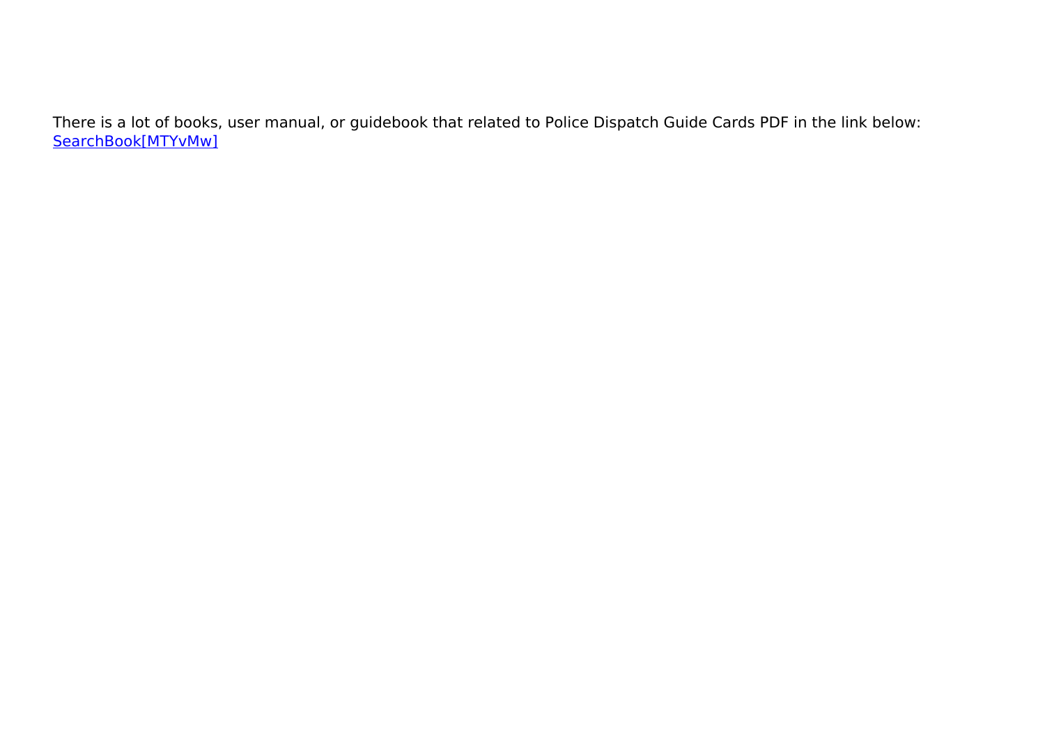There is a lot of books, user manual, or guidebook that related to Police Dispatch Guide Cards PDF in the link below:
SearchBook[MTYvMw]